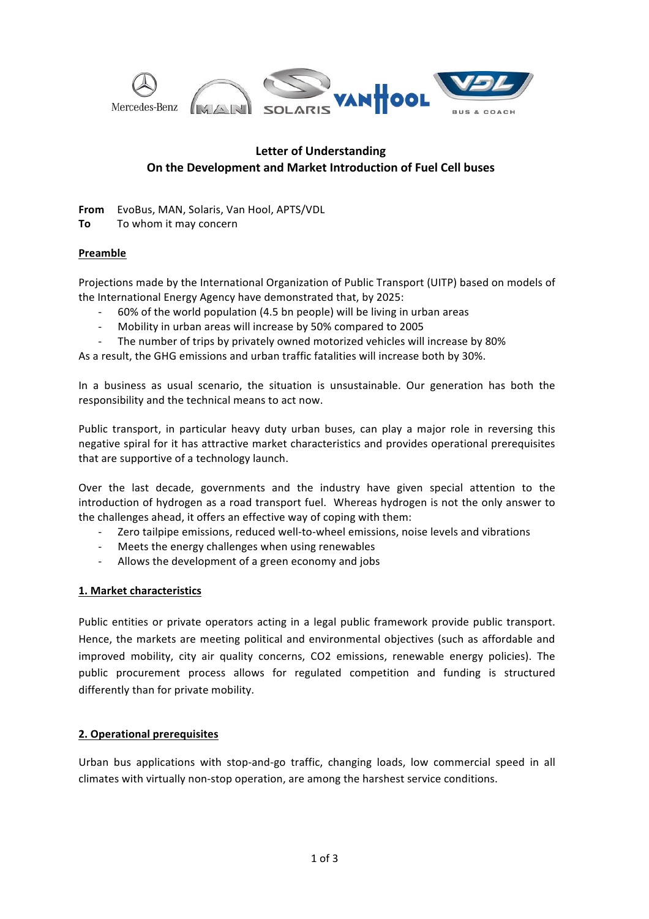# Letter of Understanding
# On the Development and Market Introduction of Fuel Cell buses

**From** EvoBus, MAN, Solaris, Van Hool, APTS/VDL
**To** To whom it may concern

## Preamble

Projections made by the International Organization of Public Transport (UITP) based on models of the International Energy Agency have demonstrated that, by 2025:

- 60% of the world population (4.5 bn people) will be living in urban areas
- Mobility in urban areas will increase by 50% compared to 2005
- The number of trips by privately owned motorized vehicles will increase by 80%

As a result, the GHG emissions and urban traffic fatalities will increase both by 30%.

In a business as usual scenario, the situation is unsustainable. Our generation has both the responsibility and the technical means to act now.

Public transport, in particular heavy duty urban buses, can play a major role in reversing this negative spiral for it has attractive market characteristics and provides operational prerequisites that are supportive of a technology launch.

Over the last decade, governments and the industry have given special attention to the introduction of hydrogen as a road transport fuel. Whereas hydrogen is not the only answer to the challenges ahead, it offers an effective way of coping with them:

- Zero tailpipe emissions, reduced well-to-wheel emissions, noise levels and vibrations
- Meets the energy challenges when using renewables
- Allows the development of a green economy and jobs

## 1. Market characteristics

Public entities or private operators acting in a legal public framework provide public transport. Hence, the markets are meeting political and environmental objectives (such as affordable and improved mobility, city air quality concerns, $CO_2$ emissions, renewable energy policies). The public procurement process allows for regulated competition and funding is structured differently than for private mobility.

## 2. Operational prerequisites

Urban bus applications with stop-and-go traffic, changing loads, low commercial speed in all climates with virtually non-stop operation, are among the harshest service conditions.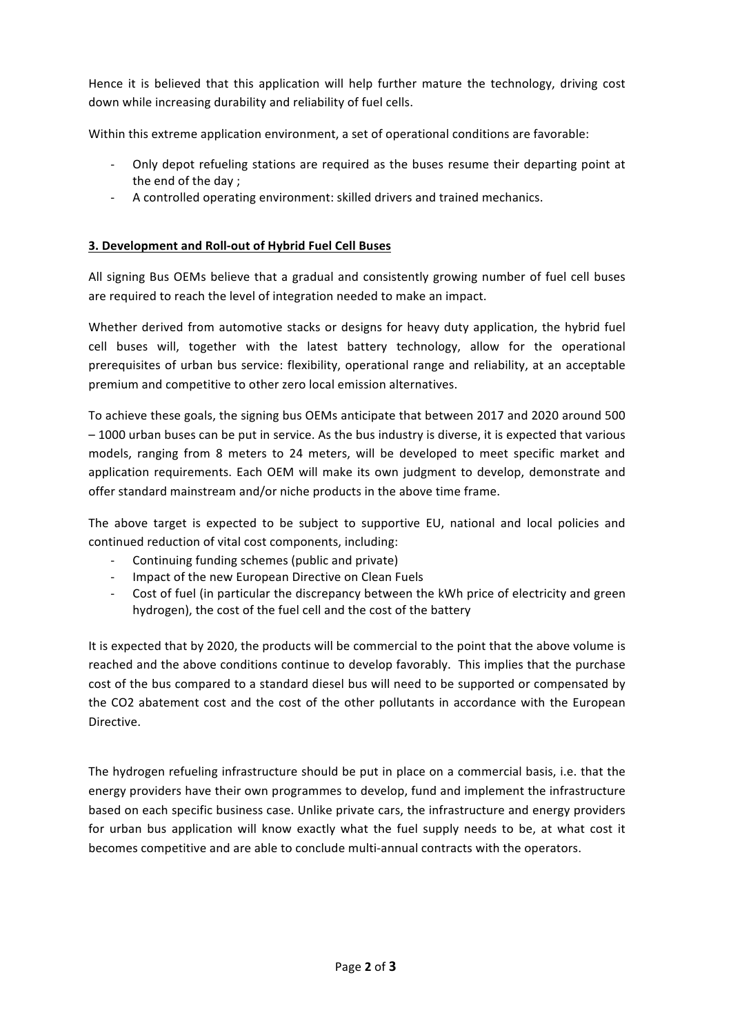Hence it is believed that this application will help further mature the technology, driving cost down while increasing durability and reliability of fuel cells.

Within this extreme application environment, a set of operational conditions are favorable:

- Only depot refueling stations are required as the buses resume their departing point at the end of the day ;
- A controlled operating environment: skilled drivers and trained mechanics.

**3. Development and Roll-out of Hybrid Fuel Cell Buses**

All signing Bus OEMs believe that a gradual and consistently growing number of fuel cell buses are required to reach the level of integration needed to make an impact.

Whether derived from automotive stacks or designs for heavy duty application, the hybrid fuel cell buses will, together with the latest battery technology, allow for the operational prerequisites of urban bus service: flexibility, operational range and reliability, at an acceptable premium and competitive to other zero local emission alternatives.

To achieve these goals, the signing bus OEMs anticipate that between 2017 and 2020 around 500 – 1000 urban buses can be put in service. As the bus industry is diverse, it is expected that various models, ranging from 8 meters to 24 meters, will be developed to meet specific market and application requirements. Each OEM will make its own judgment to develop, demonstrate and offer standard mainstream and/or niche products in the above time frame.

The above target is expected to be subject to supportive EU, national and local policies and continued reduction of vital cost components, including:

- Continuing funding schemes (public and private)
- Impact of the new European Directive on Clean Fuels
- Cost of fuel (in particular the discrepancy between the kWh price of electricity and green hydrogen), the cost of the fuel cell and the cost of the battery

It is expected that by 2020, the products will be commercial to the point that the above volume is reached and the above conditions continue to develop favorably. This implies that the purchase cost of the bus compared to a standard diesel bus will need to be supported or compensated by the $CO_2$ abatement cost and the cost of the other pollutants in accordance with the European Directive.

The hydrogen refueling infrastructure should be put in place on a commercial basis, i.e. that the energy providers have their own programmes to develop, fund and implement the infrastructure based on each specific business case. Unlike private cars, the infrastructure and energy providers for urban bus application will know exactly what the fuel supply needs to be, at what cost it becomes competitive and are able to conclude multi-annual contracts with the operators.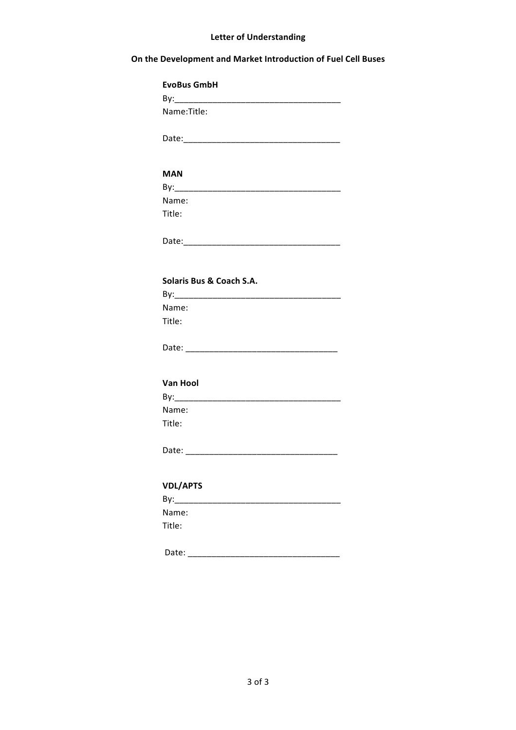**Letter of Understanding**

**On the Development and Market Introduction of Fuel Cell Buses**

**EvoBus GmbH**

By:____________________________________

Name:Title:

Date:__________________________________

**MAN**

By:____________________________________

Name:

Title:

Date:__________________________________

**Solaris Bus & Coach S.A.**

By:____________________________________

Name:

Title:

Date: _________________________________

**Van Hool**

By:____________________________________

Name:

Title:

Date: _________________________________

**VDL/APTS**

By:____________________________________

Name:

Title:

Date: _________________________________